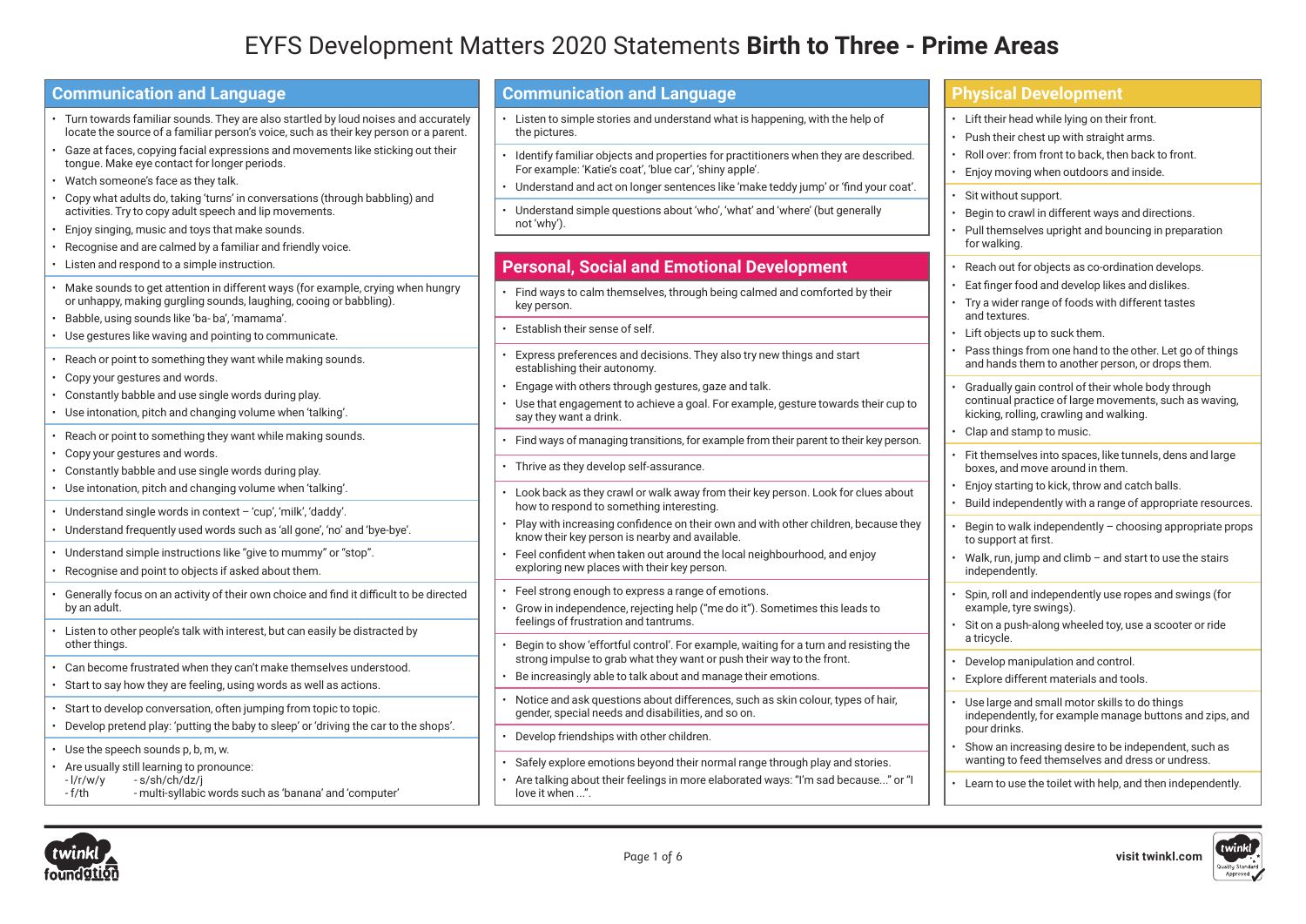# EYFS Development Matters 2020 Statements **Birth to Three - Prime Areas**

## Communication and Language

- Turn towards familiar sounds. They are also startled by loud noises and accurately locate the source of a familiar person's voice, such as their key person or a parent.
- Gaze at faces, copying facial expressions and movements like sticking out their tongue. Make eye contact for longer periods.
- Watch someone's face as they talk.
- Copy what adults do, taking 'turns' in conversations (through babbling) and activities. Try to copy adult speech and lip movements.
- Enjoy singing, music and toys that make sounds.
- Recognise and are calmed by a familiar and friendly voice.
- Listen and respond to a simple instruction.

---

- Make sounds to get attention in different ways (for example, crying when hungry or unhappy, making gurgling sounds, laughing, cooing or babbling).
- Babble, using sounds like 'ba- ba', 'mamama'.
- Use gestures like waving and pointing to communicate.

---

- Reach or point to something they want while making sounds.
- Copy your gestures and words.
- Constantly babble and use single words during play.
- Use intonation, pitch and changing volume when 'talking'.

---

- Reach or point to something they want while making sounds.
- Copy your gestures and words.
- Constantly babble and use single words during play.
- Use intonation, pitch and changing volume when 'talking'.

---

- Understand single words in context – 'cup', 'milk', 'daddy'.
- Understand frequently used words such as 'all gone', 'no' and 'bye-bye'.

---

- Understand simple instructions like "give to mummy" or "stop".
- Recognise and point to objects if asked about them.

---

- Generally focus on an activity of their own choice and find it difficult to be directed by an adult.

---

- Listen to other people's talk with interest, but can easily be distracted by other things.

---

- Can become frustrated when they can't make themselves understood.
- Start to say how they are feeling, using words as well as actions.

---

- Start to develop conversation, often jumping from topic to topic.
- Develop pretend play: 'putting the baby to sleep' or 'driving the car to the shops'.

---

- Use the speech sounds p, b, m, w.
- Are usually still learning to pronounce:
  - l/r/w/y
  - f/th
  - s/sh/ch/dz/j
  - multi-syllabic words such as 'banana' and 'computer'

## Communication and Language

- Listen to simple stories and understand what is happening, with the help of the pictures.

---

- Identify familiar objects and properties for practitioners when they are described. For example: 'Katie's coat', 'blue car', 'shiny apple'.
- Understand and act on longer sentences like 'make teddy jump' or 'find your coat'.

---

- Understand simple questions about 'who', 'what' and 'where' (but generally not 'why').

## Personal, Social and Emotional Development

- Find ways to calm themselves, through being calmed and comforted by their key person.

---

- Establish their sense of self.

---

- Express preferences and decisions. They also try new things and start establishing their autonomy.
- Engage with others through gestures, gaze and talk.
- Use that engagement to achieve a goal. For example, gesture towards their cup to say they want a drink.

---

- Find ways of managing transitions, for example from their parent to their key person.

---

- Thrive as they develop self-assurance.

---

- Look back as they crawl or walk away from their key person. Look for clues about how to respond to something interesting.
- Play with increasing confidence on their own and with other children, because they know their key person is nearby and available.
- Feel confident when taken out around the local neighbourhood, and enjoy exploring new places with their key person.

---

- Feel strong enough to express a range of emotions.
- Grow in independence, rejecting help ("me do it"). Sometimes this leads to feelings of frustration and tantrums.

---

- Begin to show 'effortful control'. For example, waiting for a turn and resisting the strong impulse to grab what they want or push their way to the front.
- Be increasingly able to talk about and manage their emotions.

---

- Notice and ask questions about differences, such as skin colour, types of hair, gender, special needs and disabilities, and so on.

---

- Develop friendships with other children.

---

- Safely explore emotions beyond their normal range through play and stories.
- Are talking about their feelings in more elaborated ways: "I'm sad because..." or "I love it when ...".

## Physical Development

- Lift their head while lying on their front.
- Push their chest up with straight arms.
- Roll over: from front to back, then back to front.
- Enjoy moving when outdoors and inside.

---

- Sit without support.
- Begin to crawl in different ways and directions.
- Pull themselves upright and bouncing in preparation for walking.

---

- Reach out for objects as co-ordination develops.
- Eat finger food and develop likes and dislikes.
- Try a wider range of foods with different tastes and textures.
- Lift objects up to suck them.
- Pass things from one hand to the other. Let go of things and hands them to another person, or drops them.

---

- Gradually gain control of their whole body through continual practice of large movements, such as waving, kicking, rolling, crawling and walking.
- Clap and stamp to music.

---

- Fit themselves into spaces, like tunnels, dens and large boxes, and move around in them.
- Enjoy starting to kick, throw and catch balls.
- Build independently with a range of appropriate resources.

---

- Begin to walk independently – choosing appropriate props to support at first.
- Walk, run, jump and climb – and start to use the stairs independently.

---

- Spin, roll and independently use ropes and swings (for example, tyre swings).
- Sit on a push-along wheeled toy, use a scooter or ride a tricycle.

---

- Develop manipulation and control.
- Explore different materials and tools.

---

- Use large and small motor skills to do things independently, for example manage buttons and zips, and pour drinks.
- Show an increasing desire to be independent, such as wanting to feed themselves and dress or undress.

---

- Learn to use the toilet with help, and then independently.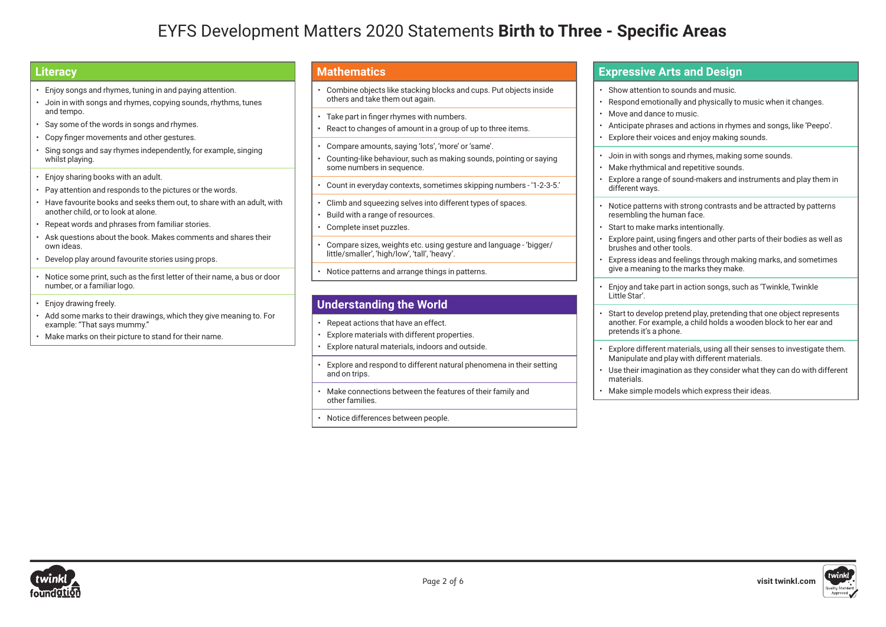# EYFS Development Matters 2020 Statements **Birth to Three - Specific Areas**

## Literacy

- Enjoy songs and rhymes, tuning in and paying attention.
- Join in with songs and rhymes, copying sounds, rhythms, tunes and tempo.
- Say some of the words in songs and rhymes.
- Copy finger movements and other gestures.
- Sing songs and say rhymes independently, for example, singing whilst playing.

---

- Enjoy sharing books with an adult.
- Pay attention and responds to the pictures or the words.
- Have favourite books and seeks them out, to share with an adult, with another child, or to look at alone.
- Repeat words and phrases from familiar stories.
- Ask questions about the book. Makes comments and shares their own ideas.
- Develop play around favourite stories using props.

---

- Notice some print, such as the first letter of their name, a bus or door number, or a familiar logo.

---

- Enjoy drawing freely.
- Add some marks to their drawings, which they give meaning to. For example: "That says mummy."
- Make marks on their picture to stand for their name.

## Mathematics

- Combine objects like stacking blocks and cups. Put objects inside others and take them out again.

---

- Take part in finger rhymes with numbers.
- React to changes of amount in a group of up to three items.

---

- Compare amounts, saying 'lots', 'more' or 'same'.
- Counting-like behaviour, such as making sounds, pointing or saying some numbers in sequence.

---

- Count in everyday contexts, sometimes skipping numbers - '1-2-3-5.'

---

- Climb and squeezing selves into different types of spaces.
- Build with a range of resources.
- Complete inset puzzles.

---

- Compare sizes, weights etc. using gesture and language - 'bigger/little/smaller', 'high/low', 'tall', 'heavy'.

---

- Notice patterns and arrange things in patterns.

## Understanding the World

- Repeat actions that have an effect.
- Explore materials with different properties.
- Explore natural materials, indoors and outside.

---

- Explore and respond to different natural phenomena in their setting and on trips.

---

- Make connections between the features of their family and other families.

---

- Notice differences between people.

## Expressive Arts and Design

- Show attention to sounds and music.
- Respond emotionally and physically to music when it changes.
- Move and dance to music.
- Anticipate phrases and actions in rhymes and songs, like 'Peepo'.
- Explore their voices and enjoy making sounds.

---

- Join in with songs and rhymes, making some sounds.
- Make rhythmical and repetitive sounds.
- Explore a range of sound-makers and instruments and play them in different ways.

---

- Notice patterns with strong contrasts and be attracted by patterns resembling the human face.
- Start to make marks intentionally.
- Explore paint, using fingers and other parts of their bodies as well as brushes and other tools.
- Express ideas and feelings through making marks, and sometimes give a meaning to the marks they make.

---

- Enjoy and take part in action songs, such as 'Twinkle, Twinkle Little Star'.

---

- Start to develop pretend play, pretending that one object represents another. For example, a child holds a wooden block to her ear and pretends it's a phone.

---

- Explore different materials, using all their senses to investigate them. Manipulate and play with different materials.
- Use their imagination as they consider what they can do with different materials.
- Make simple models which express their ideas.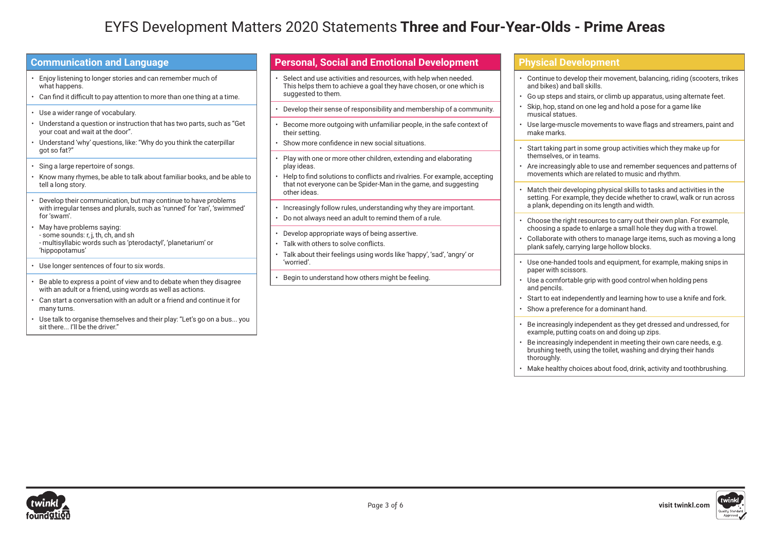# EYFS Development Matters 2020 Statements **Three and Four-Year-Olds - Prime Areas**

## Communication and Language

- Enjoy listening to longer stories and can remember much of what happens.
- Can find it difficult to pay attention to more than one thing at a time.

- Use a wider range of vocabulary.
- Understand a question or instruction that has two parts, such as "Get your coat and wait at the door".
- Understand 'why' questions, like: "Why do you think the caterpillar got so fat?"

- Sing a large repertoire of songs.
- Know many rhymes, be able to talk about familiar books, and be able to tell a long story.

- Develop their communication, but may continue to have problems with irregular tenses and plurals, such as 'runned' for 'ran', 'swimmed' for 'swam'.
- May have problems saying:
  - some sounds: r, j, th, ch, and sh
  - multisyllabic words such as 'pterodactyl', 'planetarium' or 'hippopotamus'

- Use longer sentences of four to six words.

- Be able to express a point of view and to debate when they disagree with an adult or a friend, using words as well as actions.
- Can start a conversation with an adult or a friend and continue it for many turns.
- Use talk to organise themselves and their play: "Let's go on a bus... you sit there... I'll be the driver."

## Personal, Social and Emotional Development

- Select and use activities and resources, with help when needed. This helps them to achieve a goal they have chosen, or one which is suggested to them.

- Develop their sense of responsibility and membership of a community.

- Become more outgoing with unfamiliar people, in the safe context of their setting.
- Show more confidence in new social situations.

- Play with one or more other children, extending and elaborating play ideas.
- Help to find solutions to conflicts and rivalries. For example, accepting that not everyone can be Spider-Man in the game, and suggesting other ideas.

- Increasingly follow rules, understanding why they are important.
- Do not always need an adult to remind them of a rule.

- Develop appropriate ways of being assertive.
- Talk with others to solve conflicts.
- Talk about their feelings using words like 'happy', 'sad', 'angry' or 'worried'.

- Begin to understand how others might be feeling.

## Physical Development

- Continue to develop their movement, balancing, riding (scooters, trikes and bikes) and ball skills.
- Go up steps and stairs, or climb up apparatus, using alternate feet.
- Skip, hop, stand on one leg and hold a pose for a game like musical statues.
- Use large-muscle movements to wave flags and streamers, paint and make marks.

- Start taking part in some group activities which they make up for themselves, or in teams.
- Are increasingly able to use and remember sequences and patterns of movements which are related to music and rhythm.

- Match their developing physical skills to tasks and activities in the setting. For example, they decide whether to crawl, walk or run across a plank, depending on its length and width.

- Choose the right resources to carry out their own plan. For example, choosing a spade to enlarge a small hole they dug with a trowel.
- Collaborate with others to manage large items, such as moving a long plank safely, carrying large hollow blocks.

- Use one-handed tools and equipment, for example, making snips in paper with scissors.
- Use a comfortable grip with good control when holding pens and pencils.
- Start to eat independently and learning how to use a knife and fork.
- Show a preference for a dominant hand.

- Be increasingly independent as they get dressed and undressed, for example, putting coats on and doing up zips.
- Be increasingly independent in meeting their own care needs, e.g. brushing teeth, using the toilet, washing and drying their hands thoroughly.
- Make healthy choices about food, drink, activity and toothbrushing.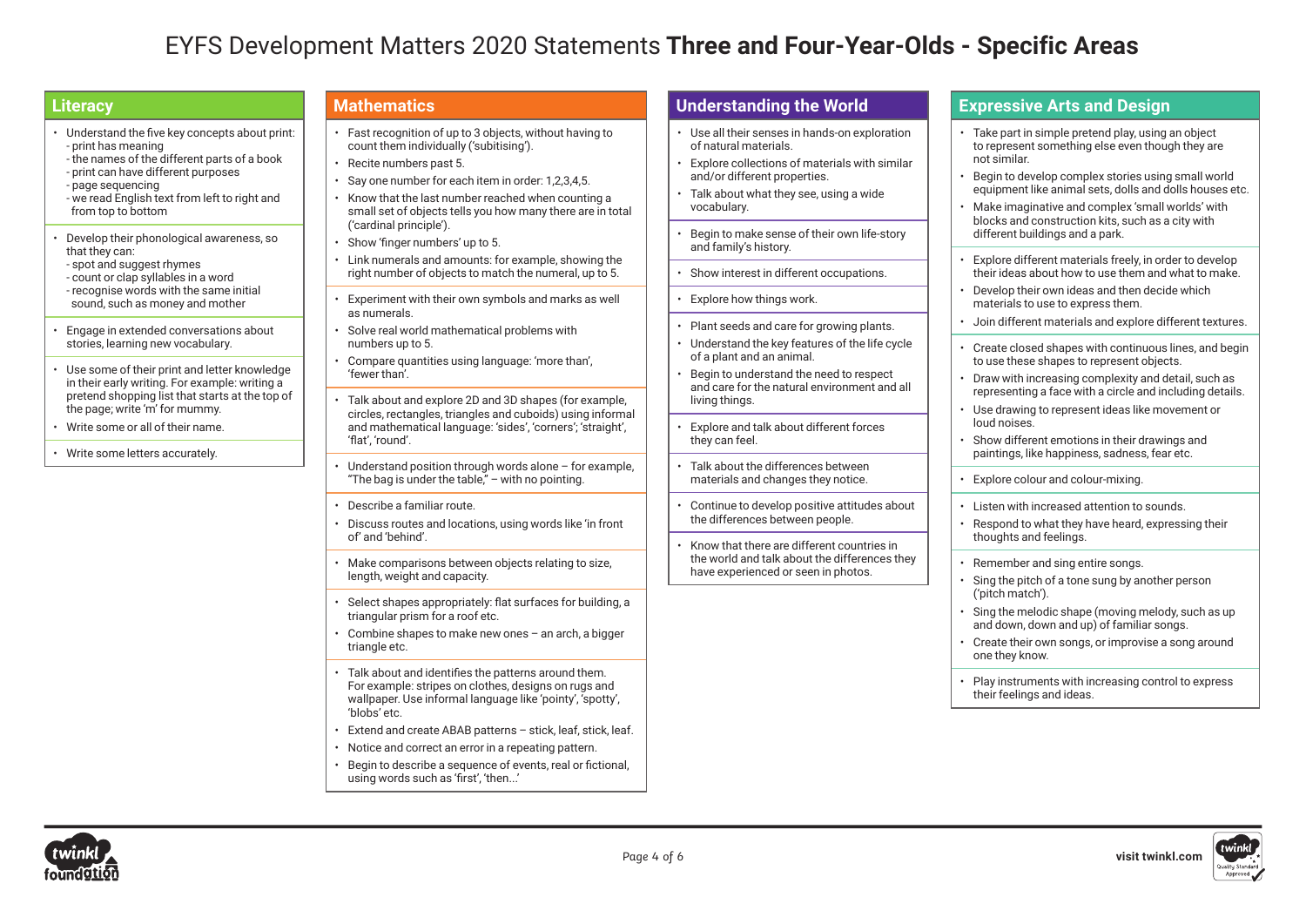# EYFS Development Matters 2020 Statements **Three and Four-Year-Olds - Specific Areas**

## Literacy

- Understand the five key concepts about print:
  - print has meaning
  - the names of the different parts of a book
  - print can have different purposes
  - page sequencing
  - we read English text from left to right and from top to bottom

- Develop their phonological awareness, so that they can:
  - spot and suggest rhymes
  - count or clap syllables in a word
  - recognise words with the same initial sound, such as money and mother

- Engage in extended conversations about stories, learning new vocabulary.

- Use some of their print and letter knowledge in their early writing. For example: writing a pretend shopping list that starts at the top of the page; write 'm' for mummy.
- Write some or all of their name.

- Write some letters accurately.

## Mathematics

- Fast recognition of up to 3 objects, without having to count them individually ('subitising').
- Recite numbers past 5.
- Say one number for each item in order: 1,2,3,4,5.
- Know that the last number reached when counting a small set of objects tells you how many there are in total ('cardinal principle').
- Show 'finger numbers' up to 5.
- Link numerals and amounts: for example, showing the right number of objects to match the numeral, up to 5.

- Experiment with their own symbols and marks as well as numerals.
- Solve real world mathematical problems with numbers up to 5.
- Compare quantities using language: 'more than', 'fewer than'.

- Talk about and explore 2D and 3D shapes (for example, circles, rectangles, triangles and cuboids) using informal and mathematical language: 'sides', 'corners'; 'straight', 'flat', 'round'.

- Understand position through words alone – for example, "The bag is under the table," – with no pointing.

- Describe a familiar route.
- Discuss routes and locations, using words like 'in front of' and 'behind'.

- Make comparisons between objects relating to size, length, weight and capacity.

- Select shapes appropriately: flat surfaces for building, a triangular prism for a roof etc.
- Combine shapes to make new ones – an arch, a bigger triangle etc.

- Talk about and identifies the patterns around them. For example: stripes on clothes, designs on rugs and wallpaper. Use informal language like 'pointy', 'spotty', 'blobs' etc.
- Extend and create ABAB patterns – stick, leaf, stick, leaf.
- Notice and correct an error in a repeating pattern.
- Begin to describe a sequence of events, real or fictional, using words such as 'first', 'then...'

## Understanding the World

- Use all their senses in hands-on exploration of natural materials.
- Explore collections of materials with similar and/or different properties.
- Talk about what they see, using a wide vocabulary.

- Begin to make sense of their own life-story and family's history.

- Show interest in different occupations.

- Explore how things work.

- Plant seeds and care for growing plants.
- Understand the key features of the life cycle of a plant and an animal.
- Begin to understand the need to respect and care for the natural environment and all living things.

- Explore and talk about different forces they can feel.

- Talk about the differences between materials and changes they notice.

- Continue to develop positive attitudes about the differences between people.

- Know that there are different countries in the world and talk about the differences they have experienced or seen in photos.

## Expressive Arts and Design

- Take part in simple pretend play, using an object to represent something else even though they are not similar.
- Begin to develop complex stories using small world equipment like animal sets, dolls and dolls houses etc.
- Make imaginative and complex 'small worlds' with blocks and construction kits, such as a city with different buildings and a park.

- Explore different materials freely, in order to develop their ideas about how to use them and what to make.
- Develop their own ideas and then decide which materials to use to express them.
- Join different materials and explore different textures.

- Create closed shapes with continuous lines, and begin to use these shapes to represent objects.
- Draw with increasing complexity and detail, such as representing a face with a circle and including details.
- Use drawing to represent ideas like movement or loud noises.
- Show different emotions in their drawings and paintings, like happiness, sadness, fear etc.

- Explore colour and colour-mixing.

- Listen with increased attention to sounds.
- Respond to what they have heard, expressing their thoughts and feelings.

- Remember and sing entire songs.
- Sing the pitch of a tone sung by another person ('pitch match').
- Sing the melodic shape (moving melody, such as up and down, down and up) of familiar songs.
- Create their own songs, or improvise a song around one they know.

- Play instruments with increasing control to express their feelings and ideas.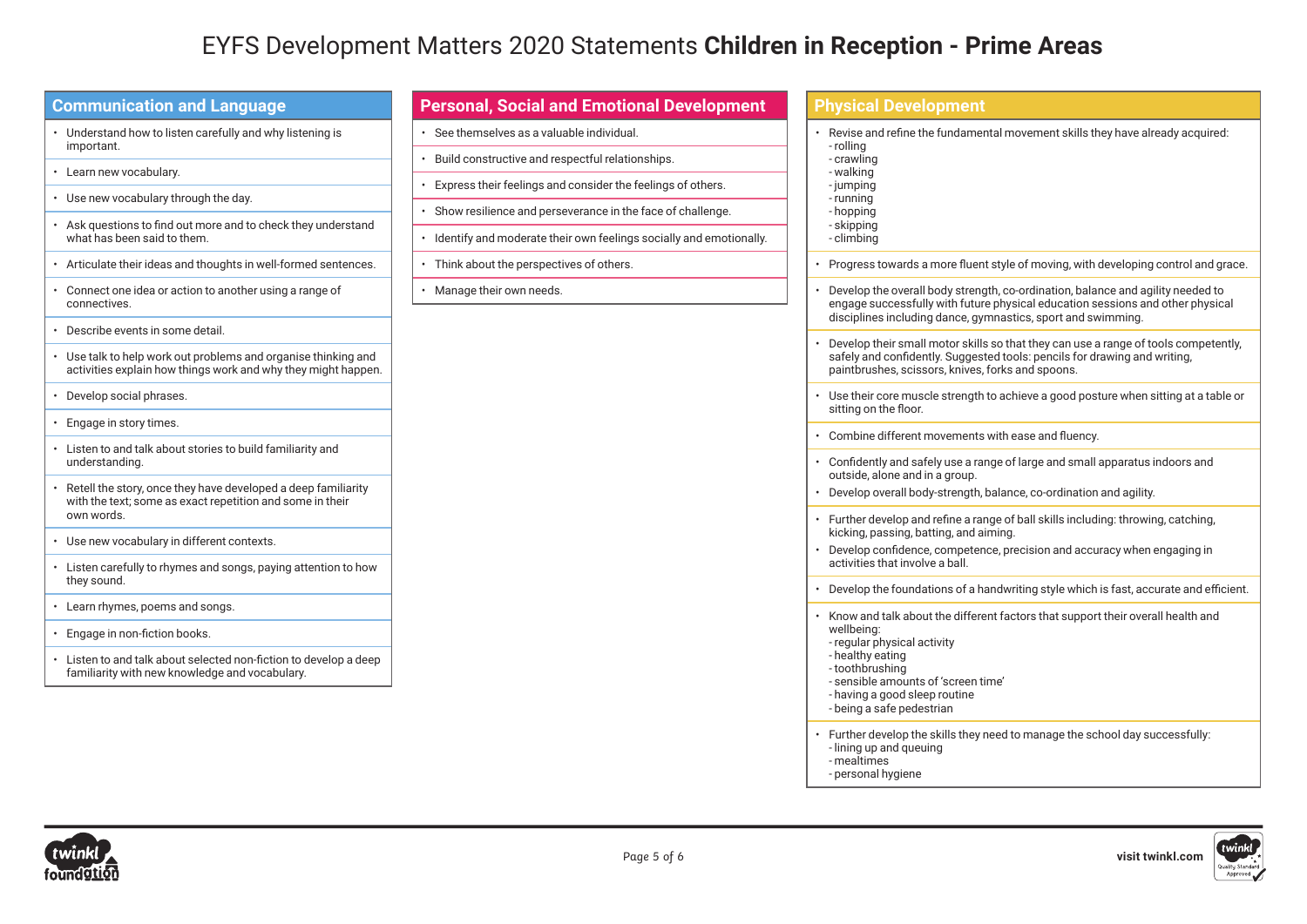# EYFS Development Matters 2020 Statements **Children in Reception - Prime Areas**

## Communication and Language

- Understand how to listen carefully and why listening is important.
- Learn new vocabulary.
- Use new vocabulary through the day.
- Ask questions to find out more and to check they understand what has been said to them.
- Articulate their ideas and thoughts in well-formed sentences.
- Connect one idea or action to another using a range of connectives.
- Describe events in some detail.
- Use talk to help work out problems and organise thinking and activities explain how things work and why they might happen.
- Develop social phrases.
- Engage in story times.
- Listen to and talk about stories to build familiarity and understanding.
- Retell the story, once they have developed a deep familiarity with the text; some as exact repetition and some in their own words.
- Use new vocabulary in different contexts.
- Listen carefully to rhymes and songs, paying attention to how they sound.
- Learn rhymes, poems and songs.
- Engage in non-fiction books.
- Listen to and talk about selected non-fiction to develop a deep familiarity with new knowledge and vocabulary.

## Personal, Social and Emotional Development

- See themselves as a valuable individual.
- Build constructive and respectful relationships.
- Express their feelings and consider the feelings of others.
- Show resilience and perseverance in the face of challenge.
- Identify and moderate their own feelings socially and emotionally.
- Think about the perspectives of others.
- Manage their own needs.

## Physical Development

- Revise and refine the fundamental movement skills they have already acquired:
  - rolling
  - crawling
  - walking
  - jumping
  - running
  - hopping
  - skipping
  - climbing
- Progress towards a more fluent style of moving, with developing control and grace.
- Develop the overall body strength, co-ordination, balance and agility needed to engage successfully with future physical education sessions and other physical disciplines including dance, gymnastics, sport and swimming.
- Develop their small motor skills so that they can use a range of tools competently, safely and confidently. Suggested tools: pencils for drawing and writing, paintbrushes, scissors, knives, forks and spoons.
- Use their core muscle strength to achieve a good posture when sitting at a table or sitting on the floor.
- Combine different movements with ease and fluency.
- Confidently and safely use a range of large and small apparatus indoors and outside, alone and in a group.
- Develop overall body-strength, balance, co-ordination and agility.
- Further develop and refine a range of ball skills including: throwing, catching, kicking, passing, batting, and aiming.
- Develop confidence, competence, precision and accuracy when engaging in activities that involve a ball.
- Develop the foundations of a handwriting style which is fast, accurate and efficient.
- Know and talk about the different factors that support their overall health and wellbeing:
  - regular physical activity
  - healthy eating
  - toothbrushing
  - sensible amounts of 'screen time'
  - having a good sleep routine
  - being a safe pedestrian
- Further develop the skills they need to manage the school day successfully:
  - lining up and queuing
  - mealtimes
  - personal hygiene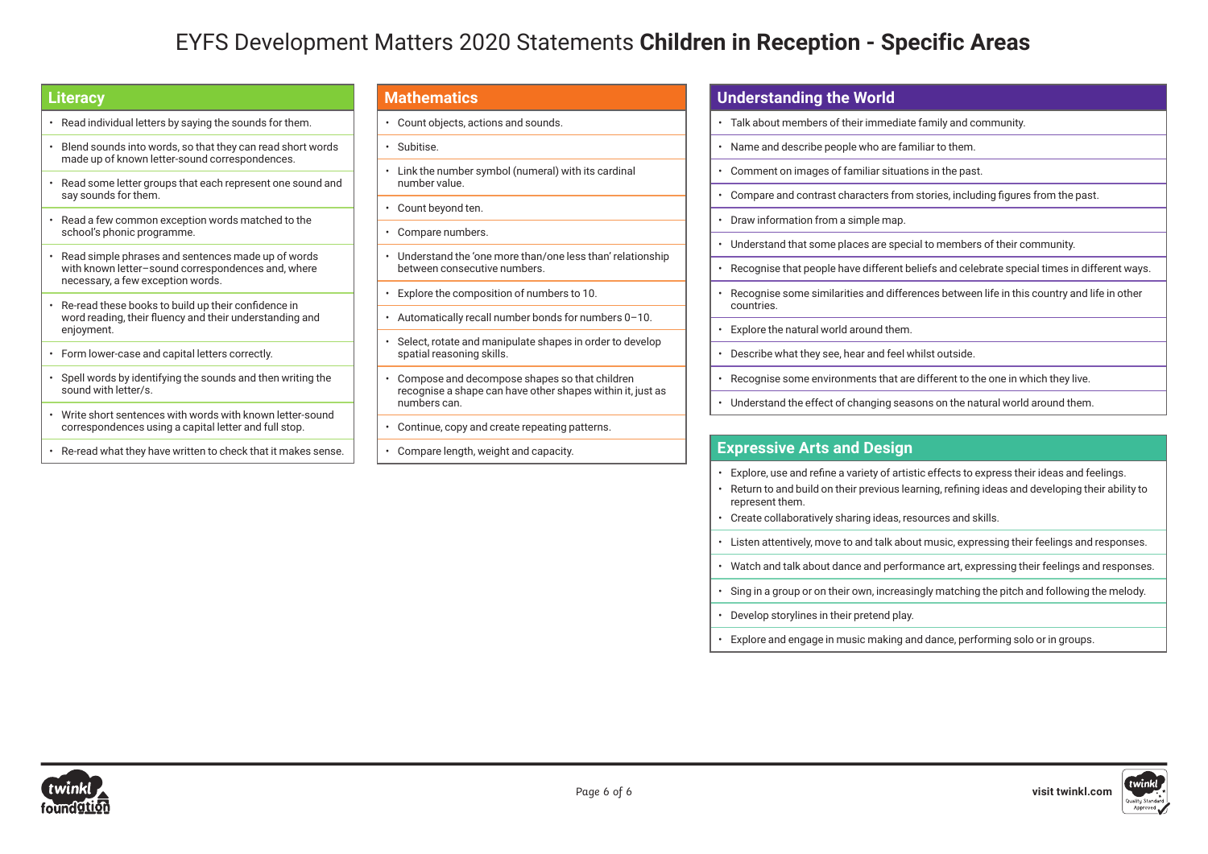# EYFS Development Matters 2020 Statements **Children in Reception - Specific Areas**

## Literacy

- Read individual letters by saying the sounds for them.
- Blend sounds into words, so that they can read short words made up of known letter-sound correspondences.
- Read some letter groups that each represent one sound and say sounds for them.
- Read a few common exception words matched to the school's phonic programme.
- Read simple phrases and sentences made up of words with known letter–sound correspondences and, where necessary, a few exception words.
- Re-read these books to build up their confidence in word reading, their fluency and their understanding and enjoyment.
- Form lower-case and capital letters correctly.
- Spell words by identifying the sounds and then writing the sound with letter/s.
- Write short sentences with words with known letter-sound correspondences using a capital letter and full stop.
- Re-read what they have written to check that it makes sense.

## Mathematics

- Count objects, actions and sounds.
- Subitise.
- Link the number symbol (numeral) with its cardinal number value.
- Count beyond ten.
- Compare numbers.
- Understand the 'one more than/one less than' relationship between consecutive numbers.
- Explore the composition of numbers to 10.
- Automatically recall number bonds for numbers 0–10.
- Select, rotate and manipulate shapes in order to develop spatial reasoning skills.
- Compose and decompose shapes so that children recognise a shape can have other shapes within it, just as numbers can.
- Continue, copy and create repeating patterns.
- Compare length, weight and capacity.

## Understanding the World

- Talk about members of their immediate family and community.
- Name and describe people who are familiar to them.
- Comment on images of familiar situations in the past.
- Compare and contrast characters from stories, including figures from the past.
- Draw information from a simple map.
- Understand that some places are special to members of their community.
- Recognise that people have different beliefs and celebrate special times in different ways.
- Recognise some similarities and differences between life in this country and life in other countries.
- Explore the natural world around them.
- Describe what they see, hear and feel whilst outside.
- Recognise some environments that are different to the one in which they live.
- Understand the effect of changing seasons on the natural world around them.

## Expressive Arts and Design

- Explore, use and refine a variety of artistic effects to express their ideas and feelings.
- Return to and build on their previous learning, refining ideas and developing their ability to represent them.
- Create collaboratively sharing ideas, resources and skills.
- Listen attentively, move to and talk about music, expressing their feelings and responses.
- Watch and talk about dance and performance art, expressing their feelings and responses.
- Sing in a group or on their own, increasingly matching the pitch and following the melody.
- Develop storylines in their pretend play.
- Explore and engage in music making and dance, performing solo or in groups.

visit twinkl.com